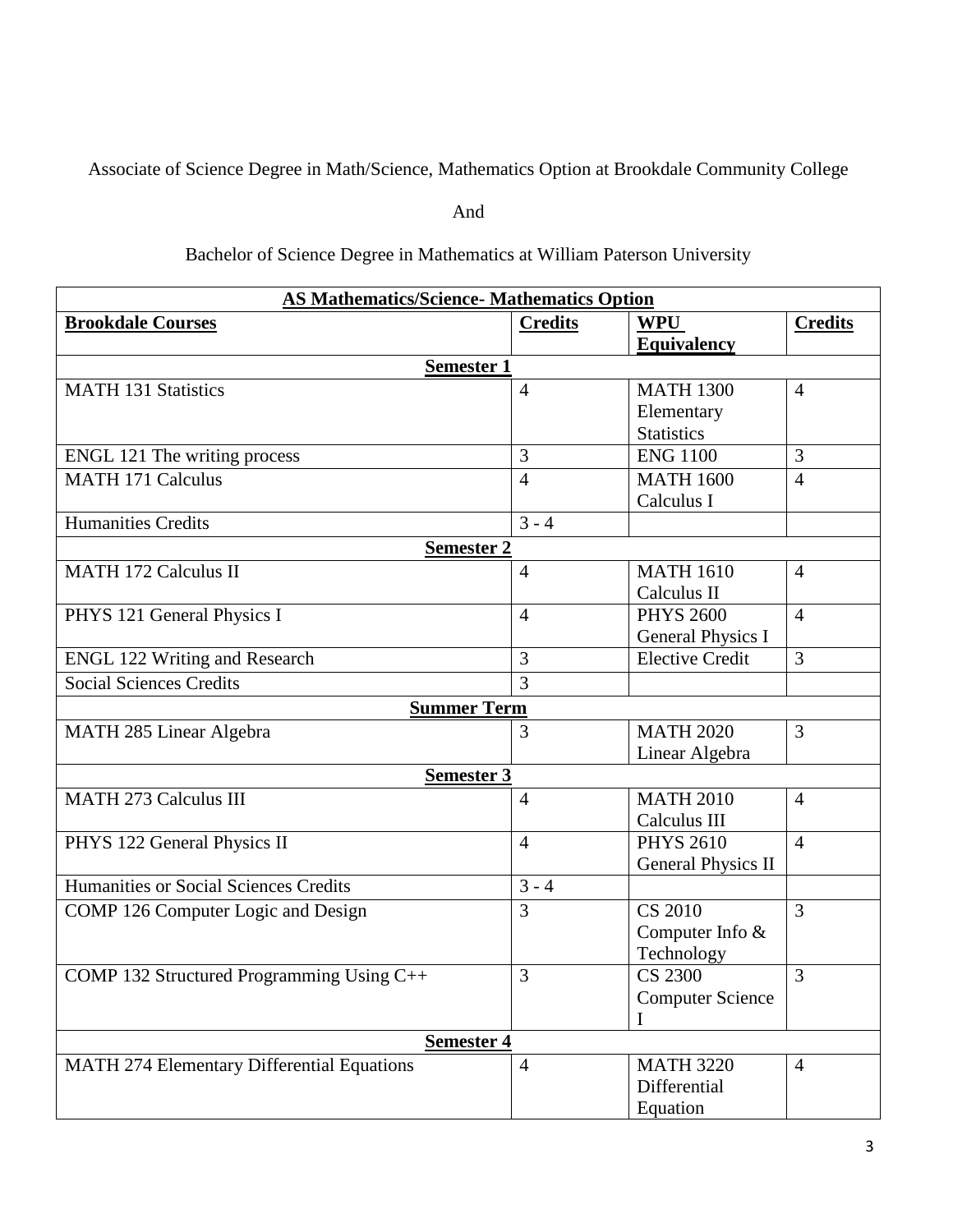Associate of Science Degree in Math/Science, Mathematics Option at Brookdale Community College

And

Bachelor of Science Degree in Mathematics at William Paterson University

| **AS Mathematics/Science- Mathematics Option** | | | |
|---|---|---|---|
| **Brookdale Courses** | **Credits** | **WPU Equivalency** | **Credits** |
| **Semester 1** | | | |
| MATH 131 Statistics | 4 | MATH 1300 Elementary Statistics | 4 |
| ENGL 121 The writing process | 3 | ENG 1100 | 3 |
| MATH 171 Calculus | 4 | MATH 1600 Calculus I | 4 |
| Humanities Credits | 3 - 4 | | |
| **Semester 2** | | | |
| MATH 172 Calculus II | 4 | MATH 1610 Calculus II | 4 |
| PHYS 121 General Physics I | 4 | PHYS 2600 General Physics I | 4 |
| ENGL 122 Writing and Research | 3 | Elective Credit | 3 |
| Social Sciences Credits | 3 | | |
| **Summer Term** | | | |
| MATH 285 Linear Algebra | 3 | MATH 2020 Linear Algebra | 3 |
| **Semester 3** | | | |
| MATH 273 Calculus III | 4 | MATH 2010 Calculus III | 4 |
| PHYS 122 General Physics II | 4 | PHYS 2610 General Physics II | 4 |
| Humanities or Social Sciences Credits | 3 - 4 | | |
| COMP 126 Computer Logic and Design | 3 | CS 2010 Computer Info & Technology | 3 |
| COMP 132 Structured Programming Using C++ | 3 | CS 2300 Computer Science I | 3 |
| **Semester 4** | | | |
| MATH 274 Elementary Differential Equations | 4 | MATH 3220 Differential Equation | 4 |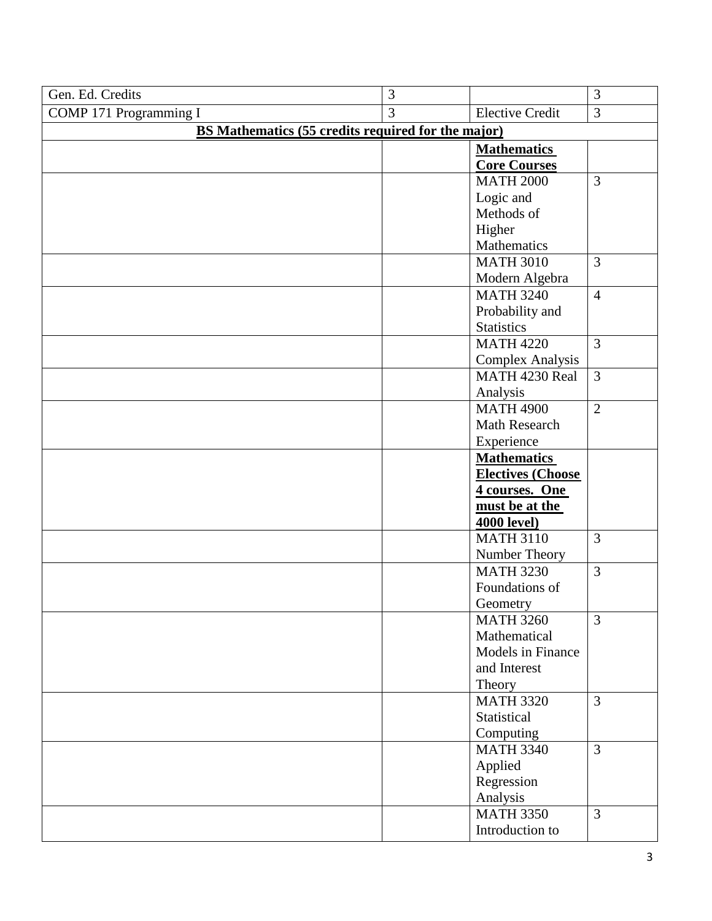| Gen. Ed. Credits | 3 | | 3 |
|---|---|---|---|
| COMP 171 Programming I | 3 | Elective Credit | 3 |
| **BS Mathematics (55 credits required for the major)** | | | |
| | | **Mathematics Core Courses** | |
| | | MATH 2000 Logic and Methods of Higher Mathematics | 3 |
| | | MATH 3010 Modern Algebra | 3 |
| | | MATH 3240 Probability and Statistics | 4 |
| | | MATH 4220 Complex Analysis | 3 |
| | | MATH 4230 Real Analysis | 3 |
| | | MATH 4900 Math Research Experience | 2 |
| | | **Mathematics Electives (Choose 4 courses. One must be at the 4000 level)** | |
| | | MATH 3110 Number Theory | 3 |
| | | MATH 3230 Foundations of Geometry | 3 |
| | | MATH 3260 Mathematical Models in Finance and Interest Theory | 3 |
| | | MATH 3320 Statistical Computing | 3 |
| | | MATH 3340 Applied Regression Analysis | 3 |
| | | MATH 3350 Introduction to | 3 |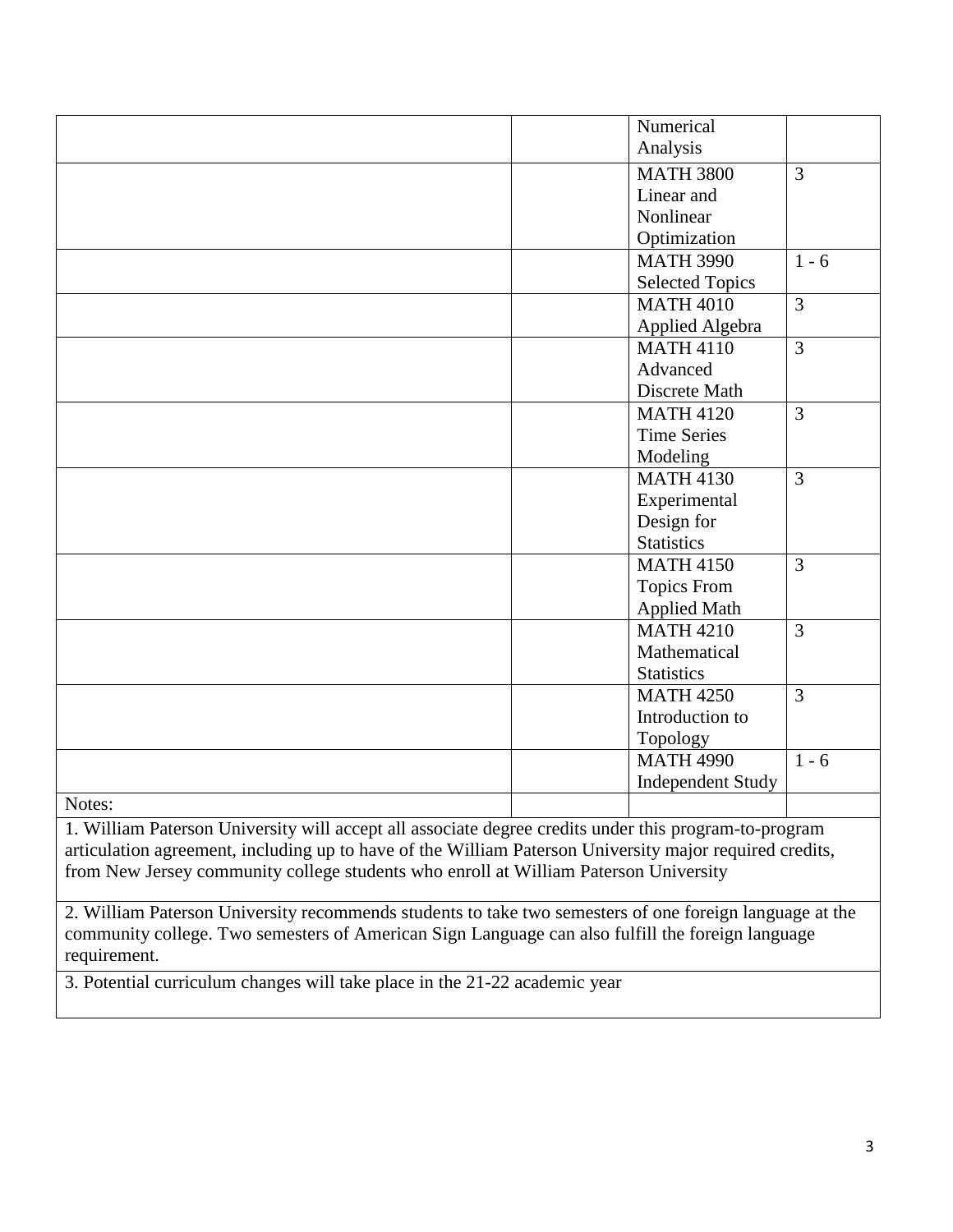| | | | |
|---|---|---|---|
| | | Numerical Analysis | |
| | | MATH 3800 Linear and Nonlinear Optimization | 3 |
| | | MATH 3990 Selected Topics | 1 - 6 |
| | | MATH 4010 Applied Algebra | 3 |
| | | MATH 4110 Advanced Discrete Math | 3 |
| | | MATH 4120 Time Series Modeling | 3 |
| | | MATH 4130 Experimental Design for Statistics | 3 |
| | | MATH 4150 Topics From Applied Math | 3 |
| | | MATH 4210 Mathematical Statistics | 3 |
| | | MATH 4250 Introduction to Topology | 3 |
| | | MATH 4990 Independent Study | 1 - 6 |
| Notes: | | | |

1. William Paterson University will accept all associate degree credits under this program-to-program articulation agreement, including up to have of the William Paterson University major required credits, from New Jersey community college students who enroll at William Paterson University

2. William Paterson University recommends students to take two semesters of one foreign language at the community college. Two semesters of American Sign Language can also fulfill the foreign language requirement.

3. Potential curriculum changes will take place in the 21-22 academic year